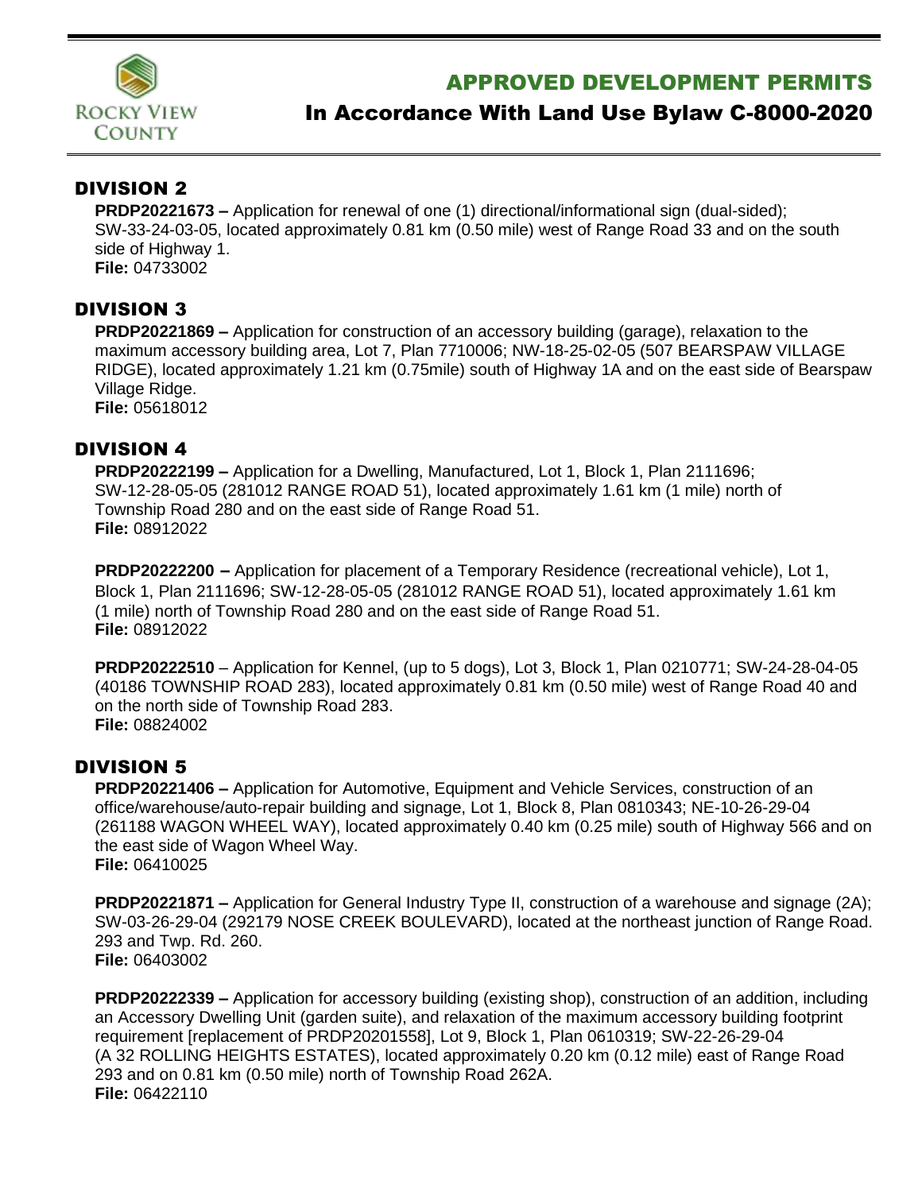# APPROVED DEVELOPMENT PERMITS

## In Accordance With Land Use Bylaw C-8000-2020

## DIVISION 2

**PRDP20221673 –** Application for renewal of one (1) directional/informational sign (dual-sided); SW-33-24-03-05, located approximately 0.81 km (0.50 mile) west of Range Road 33 and on the south side of Highway 1.
**File:** 04733002

## DIVISION 3

**PRDP20221869 –** Application for construction of an accessory building (garage), relaxation to the maximum accessory building area, Lot 7, Plan 7710006; NW-18-25-02-05 (507 BEARSPAW VILLAGE RIDGE), located approximately 1.21 km (0.75mile) south of Highway 1A and on the east side of Bearspaw Village Ridge.
**File:** 05618012

## DIVISION 4

**PRDP20222199 –** Application for a Dwelling, Manufactured, Lot 1, Block 1, Plan 2111696; SW-12-28-05-05 (281012 RANGE ROAD 51), located approximately 1.61 km (1 mile) north of Township Road 280 and on the east side of Range Road 51.
**File:** 08912022

**PRDP20222200 –** Application for placement of a Temporary Residence (recreational vehicle), Lot 1, Block 1, Plan 2111696; SW-12-28-05-05 (281012 RANGE ROAD 51), located approximately 1.61 km (1 mile) north of Township Road 280 and on the east side of Range Road 51.
**File:** 08912022

**PRDP20222510** – Application for Kennel, (up to 5 dogs), Lot 3, Block 1, Plan 0210771; SW-24-28-04-05 (40186 TOWNSHIP ROAD 283), located approximately 0.81 km (0.50 mile) west of Range Road 40 and on the north side of Township Road 283.
**File:** 08824002

## DIVISION 5

**PRDP20221406 –** Application for Automotive, Equipment and Vehicle Services, construction of an office/warehouse/auto-repair building and signage, Lot 1, Block 8, Plan 0810343; NE-10-26-29-04 (261188 WAGON WHEEL WAY), located approximately 0.40 km (0.25 mile) south of Highway 566 and on the east side of Wagon Wheel Way.
**File:** 06410025

**PRDP20221871 –** Application for General Industry Type II, construction of a warehouse and signage (2A); SW-03-26-29-04 (292179 NOSE CREEK BOULEVARD), located at the northeast junction of Range Road. 293 and Twp. Rd. 260.
**File:** 06403002

**PRDP20222339 –** Application for accessory building (existing shop), construction of an addition, including an Accessory Dwelling Unit (garden suite), and relaxation of the maximum accessory building footprint requirement [replacement of PRDP20201558], Lot 9, Block 1, Plan 0610319; SW-22-26-29-04 (A 32 ROLLING HEIGHTS ESTATES), located approximately 0.20 km (0.12 mile) east of Range Road 293 and on 0.81 km (0.50 mile) north of Township Road 262A.
**File:** 06422110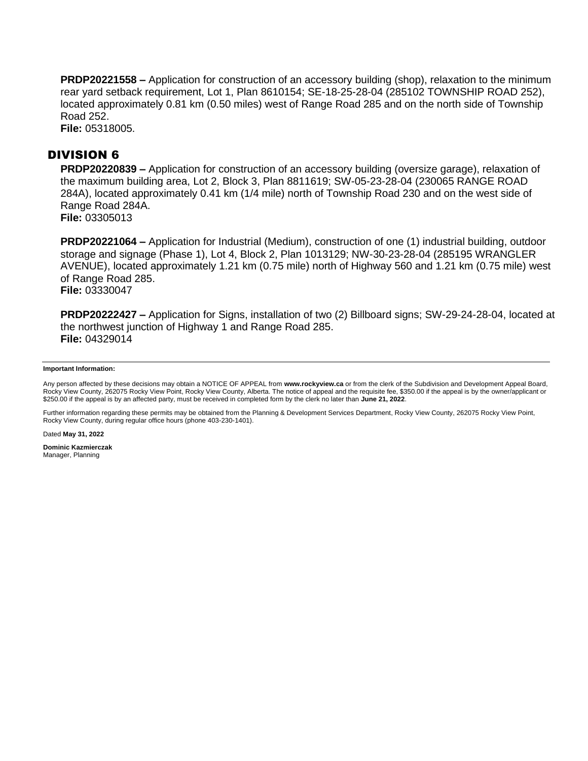**PRDP20221558 –** Application for construction of an accessory building (shop), relaxation to the minimum rear yard setback requirement, Lot 1, Plan 8610154; SE-18-25-28-04 (285102 TOWNSHIP ROAD 252), located approximately 0.81 km (0.50 miles) west of Range Road 285 and on the north side of Township Road 252.
**File:** 05318005.

## DIVISION 6

**PRDP20220839 –** Application for construction of an accessory building (oversize garage), relaxation of the maximum building area, Lot 2, Block 3, Plan 8811619; SW-05-23-28-04 (230065 RANGE ROAD 284A), located approximately 0.41 km (1/4 mile) north of Township Road 230 and on the west side of Range Road 284A.
**File:** 03305013

**PRDP20221064 –** Application for Industrial (Medium), construction of one (1) industrial building, outdoor storage and signage (Phase 1), Lot 4, Block 2, Plan 1013129; NW-30-23-28-04 (285195 WRANGLER AVENUE), located approximately 1.21 km (0.75 mile) north of Highway 560 and 1.21 km (0.75 mile) west of Range Road 285.
**File:** 03330047

**PRDP20222427 –** Application for Signs, installation of two (2) Billboard signs; SW-29-24-28-04, located at the northwest junction of Highway 1 and Range Road 285.
**File:** 04329014

---

**Important Information:**

Any person affected by these decisions may obtain a NOTICE OF APPEAL from **www.rockyview.ca** or from the clerk of the Subdivision and Development Appeal Board, Rocky View County, 262075 Rocky View Point, Rocky View County, Alberta. The notice of appeal and the requisite fee, $350.00 if the appeal is by the owner/applicant or $250.00 if the appeal is by an affected party, must be received in completed form by the clerk no later than **June 21, 2022**.

Further information regarding these permits may be obtained from the Planning & Development Services Department, Rocky View County, 262075 Rocky View Point, Rocky View County, during regular office hours (phone 403-230-1401).

Dated **May 31, 2022**

**Dominic Kazmierczak**
Manager, Planning